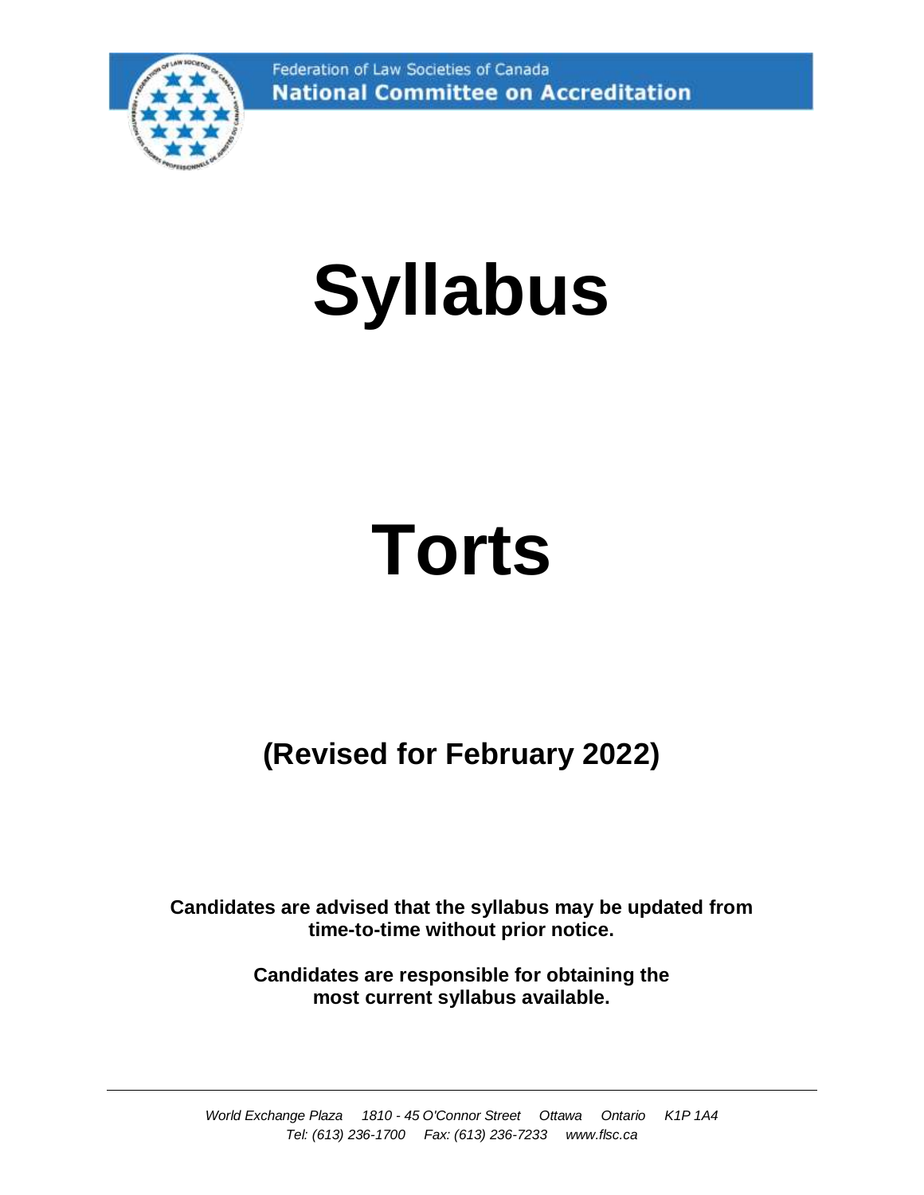Federation of Law Societies of Canada

**National Committee on Accreditation**

# Syllabus

# Torts

## (Revised for February 2022)

**Candidates are advised that the syllabus may be updated from time-to-time without prior notice.**

**Candidates are responsible for obtaining the most current syllabus available.**

---

*World Exchange Plaza 1810 - 45 O'Connor Street Ottawa Ontario K1P 1A4*
*Tel: (613) 236-1700 Fax: (613) 236-7233 www.flsc.ca*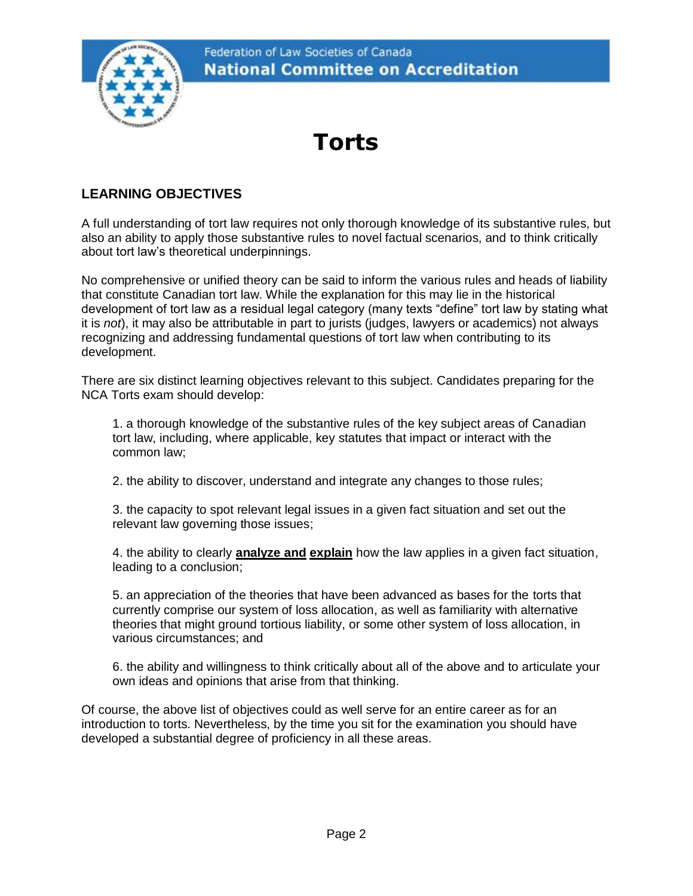Federation of Law Societies of Canada
**National Committee on Accreditation**

# Torts

## LEARNING OBJECTIVES

A full understanding of tort law requires not only thorough knowledge of its substantive rules, but also an ability to apply those substantive rules to novel factual scenarios, and to think critically about tort law's theoretical underpinnings.

No comprehensive or unified theory can be said to inform the various rules and heads of liability that constitute Canadian tort law. While the explanation for this may lie in the historical development of tort law as a residual legal category (many texts "define" tort law by stating what it is *not*), it may also be attributable in part to jurists (judges, lawyers or academics) not always recognizing and addressing fundamental questions of tort law when contributing to its development.

There are six distinct learning objectives relevant to this subject. Candidates preparing for the NCA Torts exam should develop:

1. a thorough knowledge of the substantive rules of the key subject areas of Canadian tort law, including, where applicable, key statutes that impact or interact with the common law;

2. the ability to discover, understand and integrate any changes to those rules;

3. the capacity to spot relevant legal issues in a given fact situation and set out the relevant law governing those issues;

4. the ability to clearly **analyze and explain** how the law applies in a given fact situation, leading to a conclusion;

5. an appreciation of the theories that have been advanced as bases for the torts that currently comprise our system of loss allocation, as well as familiarity with alternative theories that might ground tortious liability, or some other system of loss allocation, in various circumstances; and

6. the ability and willingness to think critically about all of the above and to articulate your own ideas and opinions that arise from that thinking.

Of course, the above list of objectives could as well serve for an entire career as for an introduction to torts. Nevertheless, by the time you sit for the examination you should have developed a substantial degree of proficiency in all these areas.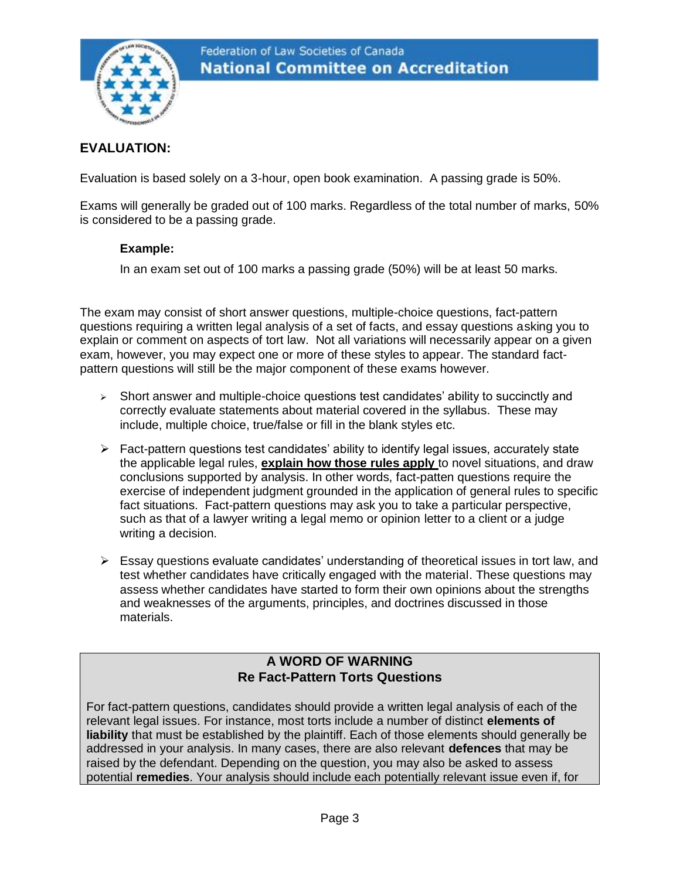## EVALUATION:

Evaluation is based solely on a 3-hour, open book examination. A passing grade is 50%.

Exams will generally be graded out of 100 marks. Regardless of the total number of marks, 50% is considered to be a passing grade.

**Example:**

In an exam set out of 100 marks a passing grade (50%) will be at least 50 marks.

The exam may consist of short answer questions, multiple-choice questions, fact-pattern questions requiring a written legal analysis of a set of facts, and essay questions asking you to explain or comment on aspects of tort law. Not all variations will necessarily appear on a given exam, however, you may expect one or more of these styles to appear. The standard fact-pattern questions will still be the major component of these exams however.

- Short answer and multiple-choice questions test candidates' ability to succinctly and correctly evaluate statements about material covered in the syllabus. These may include, multiple choice, true/false or fill in the blank styles etc.
- Fact-pattern questions test candidates' ability to identify legal issues, accurately state the applicable legal rules, **explain how those rules apply** to novel situations, and draw conclusions supported by analysis. In other words, fact-patten questions require the exercise of independent judgment grounded in the application of general rules to specific fact situations. Fact-pattern questions may ask you to take a particular perspective, such as that of a lawyer writing a legal memo or opinion letter to a client or a judge writing a decision.
- Essay questions evaluate candidates' understanding of theoretical issues in tort law, and test whether candidates have critically engaged with the material. These questions may assess whether candidates have started to form their own opinions about the strengths and weaknesses of the arguments, principles, and doctrines discussed in those materials.

**A WORD OF WARNING**
**Re Fact-Pattern Torts Questions**

For fact-pattern questions, candidates should provide a written legal analysis of each of the relevant legal issues. For instance, most torts include a number of distinct **elements of liability** that must be established by the plaintiff. Each of those elements should generally be addressed in your analysis. In many cases, there are also relevant **defences** that may be raised by the defendant. Depending on the question, you may also be asked to assess potential **remedies**. Your analysis should include each potentially relevant issue even if, for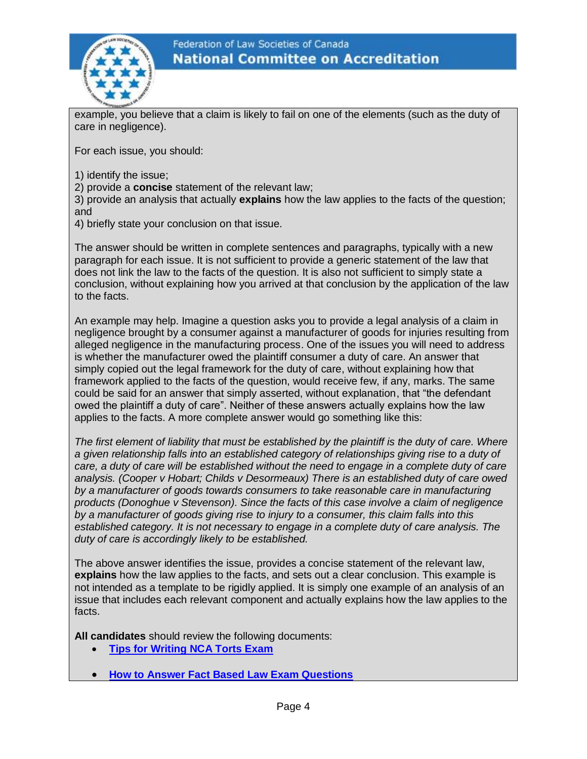example, you believe that a claim is likely to fail on one of the elements (such as the duty of care in negligence).

For each issue, you should:

1) identify the issue;
2) provide a **concise** statement of the relevant law;
3) provide an analysis that actually **explains** how the law applies to the facts of the question; and
4) briefly state your conclusion on that issue.

The answer should be written in complete sentences and paragraphs, typically with a new paragraph for each issue. It is not sufficient to provide a generic statement of the law that does not link the law to the facts of the question. It is also not sufficient to simply state a conclusion, without explaining how you arrived at that conclusion by the application of the law to the facts.

An example may help. Imagine a question asks you to provide a legal analysis of a claim in negligence brought by a consumer against a manufacturer of goods for injuries resulting from alleged negligence in the manufacturing process. One of the issues you will need to address is whether the manufacturer owed the plaintiff consumer a duty of care. An answer that simply copied out the legal framework for the duty of care, without explaining how that framework applied to the facts of the question, would receive few, if any, marks. The same could be said for an answer that simply asserted, without explanation, that "the defendant owed the plaintiff a duty of care". Neither of these answers actually explains how the law applies to the facts. A more complete answer would go something like this:

*The first element of liability that must be established by the plaintiff is the duty of care. Where a given relationship falls into an established category of relationships giving rise to a duty of care, a duty of care will be established without the need to engage in a complete duty of care analysis. (Cooper v Hobart; Childs v Desormeaux) There is an established duty of care owed by a manufacturer of goods towards consumers to take reasonable care in manufacturing products (Donoghue v Stevenson). Since the facts of this case involve a claim of negligence by a manufacturer of goods giving rise to injury to a consumer, this claim falls into this established category. It is not necessary to engage in a complete duty of care analysis. The duty of care is accordingly likely to be established.*

The above answer identifies the issue, provides a concise statement of the relevant law, **explains** how the law applies to the facts, and sets out a clear conclusion. This example is not intended as a template to be rigidly applied. It is simply one example of an analysis of an issue that includes each relevant component and actually explains how the law applies to the facts.

**All candidates** should review the following documents:

- **Tips for Writing NCA Torts Exam**
- **How to Answer Fact Based Law Exam Questions**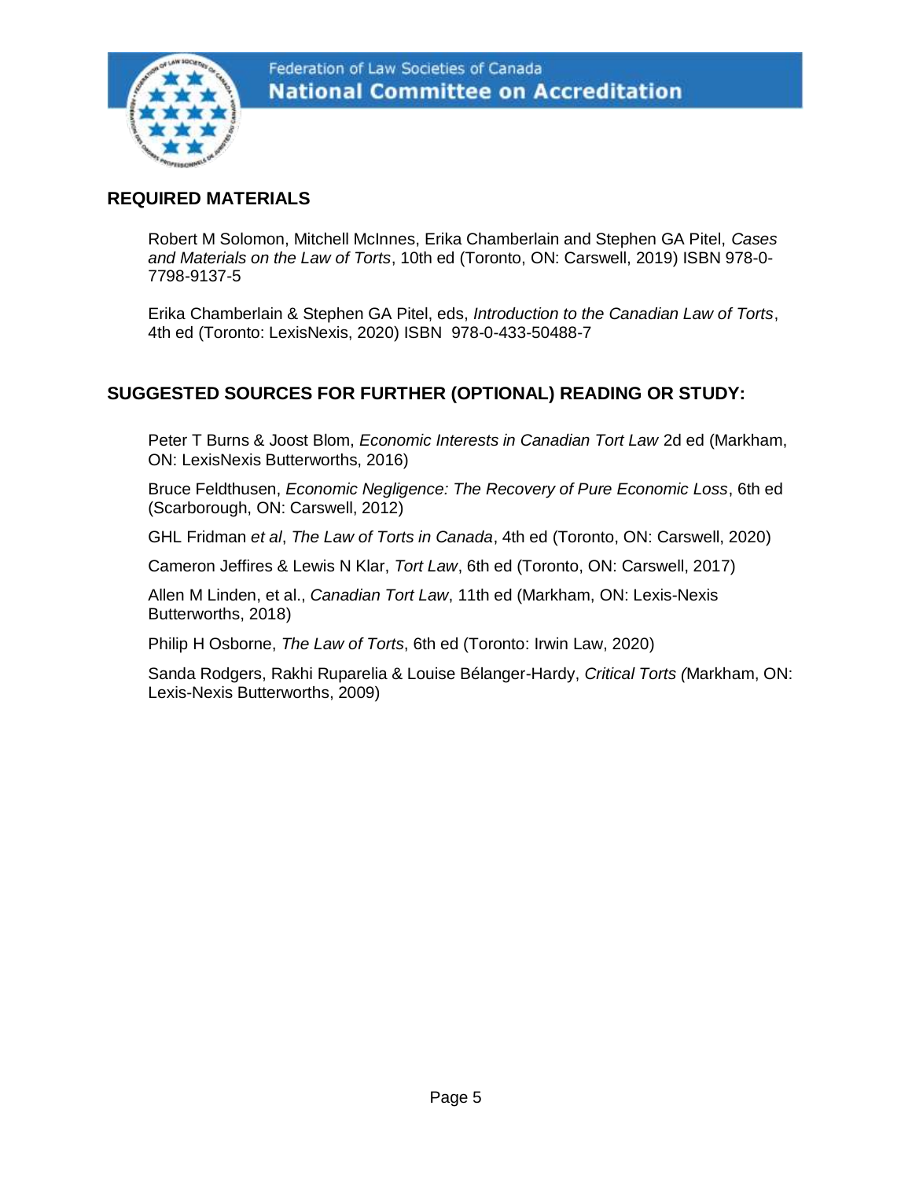## REQUIRED MATERIALS

Robert M Solomon, Mitchell McInnes, Erika Chamberlain and Stephen GA Pitel, *Cases and Materials on the Law of Torts*, 10th ed (Toronto, ON: Carswell, 2019) ISBN 978-0-7798-9137-5

Erika Chamberlain & Stephen GA Pitel, eds, *Introduction to the Canadian Law of Torts*, 4th ed (Toronto: LexisNexis, 2020) ISBN 978-0-433-50488-7

## SUGGESTED SOURCES FOR FURTHER (OPTIONAL) READING OR STUDY:

Peter T Burns & Joost Blom, *Economic Interests in Canadian Tort Law* 2d ed (Markham, ON: LexisNexis Butterworths, 2016)

Bruce Feldthusen, *Economic Negligence: The Recovery of Pure Economic Loss*, 6th ed (Scarborough, ON: Carswell, 2012)

GHL Fridman *et al*, *The Law of Torts in Canada*, 4th ed (Toronto, ON: Carswell, 2020)

Cameron Jeffires & Lewis N Klar, *Tort Law*, 6th ed (Toronto, ON: Carswell, 2017)

Allen M Linden, et al., *Canadian Tort Law*, 11th ed (Markham, ON: Lexis-Nexis Butterworths, 2018)

Philip H Osborne, *The Law of Torts*, 6th ed (Toronto: Irwin Law, 2020)

Sanda Rodgers, Rakhi Ruparelia & Louise Bélanger-Hardy, *Critical Torts (*Markham, ON: Lexis-Nexis Butterworths, 2009)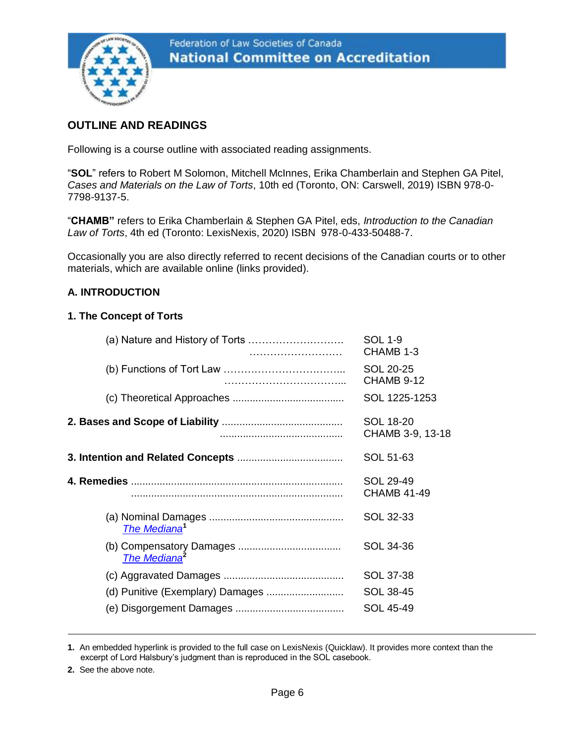Federation of Law Societies of Canada
**National Committee on Accreditation**

## OUTLINE AND READINGS

Following is a course outline with associated reading assignments.

"**SOL**" refers to Robert M Solomon, Mitchell McInnes, Erika Chamberlain and Stephen GA Pitel, *Cases and Materials on the Law of Torts*, 10th ed (Toronto, ON: Carswell, 2019) ISBN 978-0-7798-9137-5.

"**CHAMB"** refers to Erika Chamberlain & Stephen GA Pitel, eds, *Introduction to the Canadian Law of Torts*, 4th ed (Toronto: LexisNexis, 2020) ISBN 978-0-433-50488-7.

Occasionally you are also directly referred to recent decisions of the Canadian courts or to other materials, which are available online (links provided).

### A. INTRODUCTION

#### 1. The Concept of Torts

| Topic | Reading |
|---|---|
| (a) Nature and History of Torts | SOL 1-9<br>CHAMB 1-3 |
| (b) Functions of Tort Law | SOL 20-25<br>CHAMB 9-12 |
| (c) Theoretical Approaches | SOL 1225-1253 |
| **2. Bases and Scope of Liability** | SOL 18-20<br>CHAMB 3-9, 13-18 |
| **3. Intention and Related Concepts** | SOL 51-63 |
| **4. Remedies** | SOL 29-49<br>CHAMB 41-49 |
| (a) Nominal Damages<br>*The Mediana*[1] | SOL 32-33 |
| (b) Compensatory Damages<br>*The Mediana*[2] | SOL 34-36 |
| (c) Aggravated Damages | SOL 37-38 |
| (d) Punitive (Exemplary) Damages | SOL 38-45 |
| (e) Disgorgement Damages | SOL 45-49 |

---

1. An embedded hyperlink is provided to the full case on LexisNexis (Quicklaw). It provides more context than the excerpt of Lord Halsbury's judgment than is reproduced in the SOL casebook.
2. See the above note.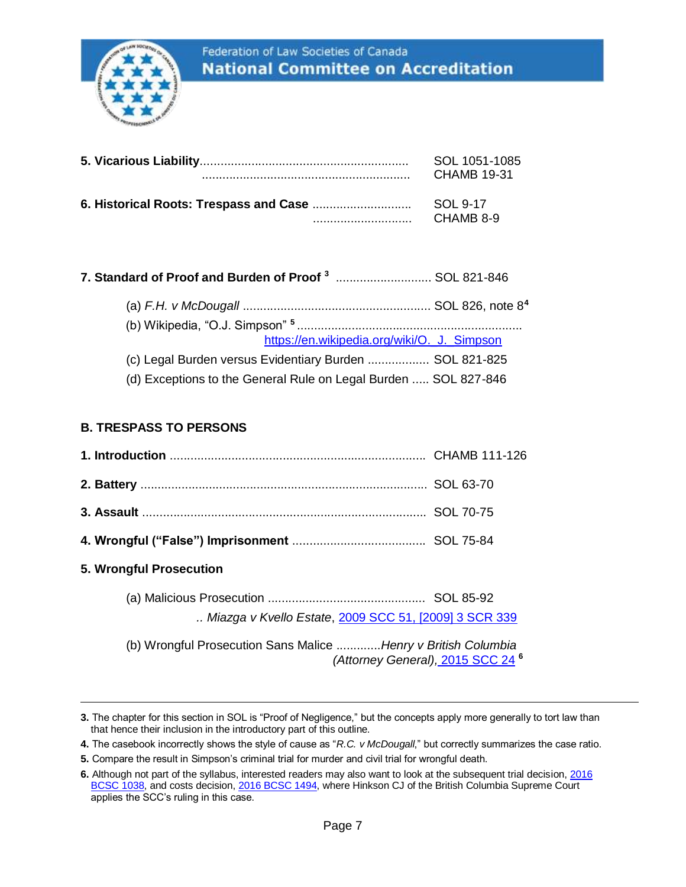**5. Vicarious Liability** ............................................................ SOL 1051-1085
............................................................ CHAMB 19-31

**6. Historical Roots: Trespass and Case** ............................ SOL 9-17
............................ CHAMB 8-9

**7. Standard of Proof and Burden of Proof** [3] ........................... SOL 821-846

(a) *F.H. v McDougall* ...................................................... SOL 826, note 8[4]

(b) Wikipedia, "O.J. Simpson" [5] ................................................................. https://en.wikipedia.org/wiki/O._J._Simpson

(c) Legal Burden versus Evidentiary Burden .................. SOL 821-825

(d) Exceptions to the General Rule on Legal Burden ..... SOL 827-846

## B. TRESPASS TO PERSONS

**1. Introduction** .......................................................................... CHAMB 111-126

**2. Battery** .................................................................................... SOL 63-70

**3. Assault** .................................................................................... SOL 70-75

**4. Wrongful ("False") Imprisonment** ...................................... SOL 75-84

**5. Wrongful Prosecution**

(a) Malicious Prosecution ............................................. SOL 85-92
.. *Miazga v Kvello Estate*, 2009 SCC 51, [2009] 3 SCR 339

(b) Wrongful Prosecution Sans Malice .............*Henry v British Columbia (Attorney General)*, 2015 SCC 24 [6]

---

3. The chapter for this section in SOL is "Proof of Negligence," but the concepts apply more generally to tort law than that hence their inclusion in the introductory part of this outline.

4. The casebook incorrectly shows the style of cause as "*R.C. v McDougall*," but correctly summarizes the case ratio.

5. Compare the result in Simpson's criminal trial for murder and civil trial for wrongful death.

6. Although not part of the syllabus, interested readers may also want to look at the subsequent trial decision, 2016 BCSC 1038, and costs decision, 2016 BCSC 1494, where Hinkson CJ of the British Columbia Supreme Court applies the SCC's ruling in this case.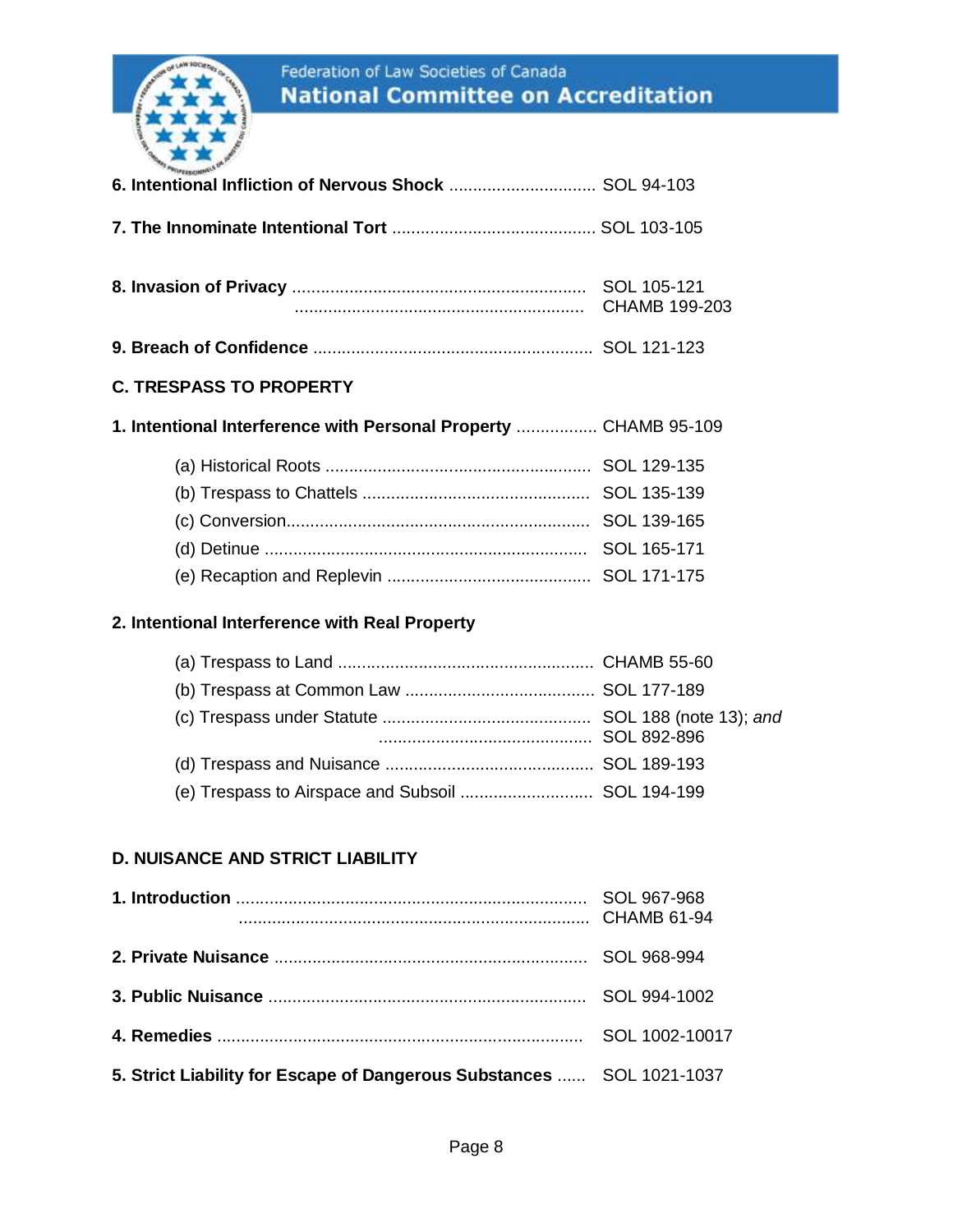**6. Intentional Infliction of Nervous Shock** ............................... SOL 94-103

**7. The Innominate Intentional Tort** ........................................... SOL 103-105

**8. Invasion of Privacy** ............................................................. SOL 105-121
............................................................. CHAMB 199-203

**9. Breach of Confidence** ........................................................... SOL 121-123

## C. TRESPASS TO PROPERTY

**1. Intentional Interference with Personal Property** ................. CHAMB 95-109

- (a) Historical Roots ........................................................ SOL 129-135
- (b) Trespass to Chattels ................................................ SOL 135-139
- (c) Conversion................................................................ SOL 139-165
- (d) Detinue .................................................................... SOL 165-171
- (e) Recaption and Replevin ........................................... SOL 171-175

**2. Intentional Interference with Real Property**

- (a) Trespass to Land ...................................................... CHAMB 55-60
- (b) Trespass at Common Law ........................................ SOL 177-189
- (c) Trespass under Statute ............................................ SOL 188 (note 13); *and* ............................................ SOL 892-896
- (d) Trespass and Nuisance ............................................ SOL 189-193
- (e) Trespass to Airspace and Subsoil ............................ SOL 194-199

## D. NUISANCE AND STRICT LIABILITY

**1. Introduction** .......................................................................... SOL 967-968
.......................................................................... CHAMB 61-94

**2. Private Nuisance** .................................................................. SOL 968-994

**3. Public Nuisance** ................................................................... SOL 994-1002

**4. Remedies** ............................................................................. SOL 1002-10017

**5. Strict Liability for Escape of Dangerous Substances** ...... SOL 1021-1037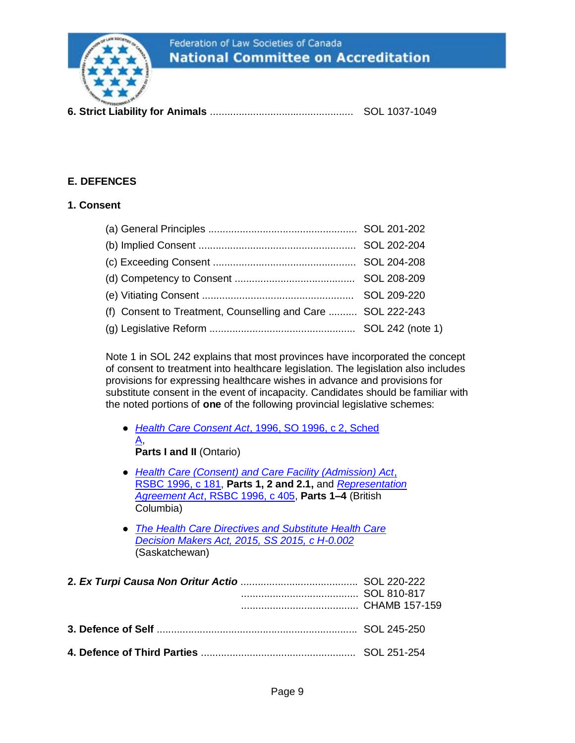**6. Strict Liability for Animals** ................................................ SOL 1037-1049

## E. DEFENCES

### 1. Consent

(a) General Principles .................................................... SOL 201-202
(b) Implied Consent ....................................................... SOL 202-204
(c) Exceeding Consent .................................................. SOL 204-208
(d) Competency to Consent .......................................... SOL 208-209
(e) Vitiating Consent ..................................................... SOL 209-220
(f) Consent to Treatment, Counselling and Care .......... SOL 222-243
(g) Legislative Reform ................................................... SOL 242 (note 1)

Note 1 in SOL 242 explains that most provinces have incorporated the concept of consent to treatment into healthcare legislation. The legislation also includes provisions for expressing healthcare wishes in advance and provisions for substitute consent in the event of incapacity. Candidates should be familiar with the noted portions of **one** of the following provincial legislative schemes:

- *Health Care Consent Act*, 1996, SO 1996, c 2, Sched A, **Parts I and II** (Ontario)
- *Health Care (Consent) and Care Facility (Admission) Act*, RSBC 1996, c 181, **Parts 1, 2 and 2.1,** and *Representation Agreement Act*, RSBC 1996, c 405, **Parts 1–4** (British Columbia)
- *The Health Care Directives and Substitute Health Care Decision Makers Act, 2015, SS 2015, c H-0.002* (Saskatchewan)

**2. *Ex Turpi Causa Non Oritur Actio*** ......................................... SOL 220-222
......................................... SOL 810-817
......................................... CHAMB 157-159

**3. Defence of Self** ...................................................................... SOL 245-250

**4. Defence of Third Parties** ..................................................... SOL 251-254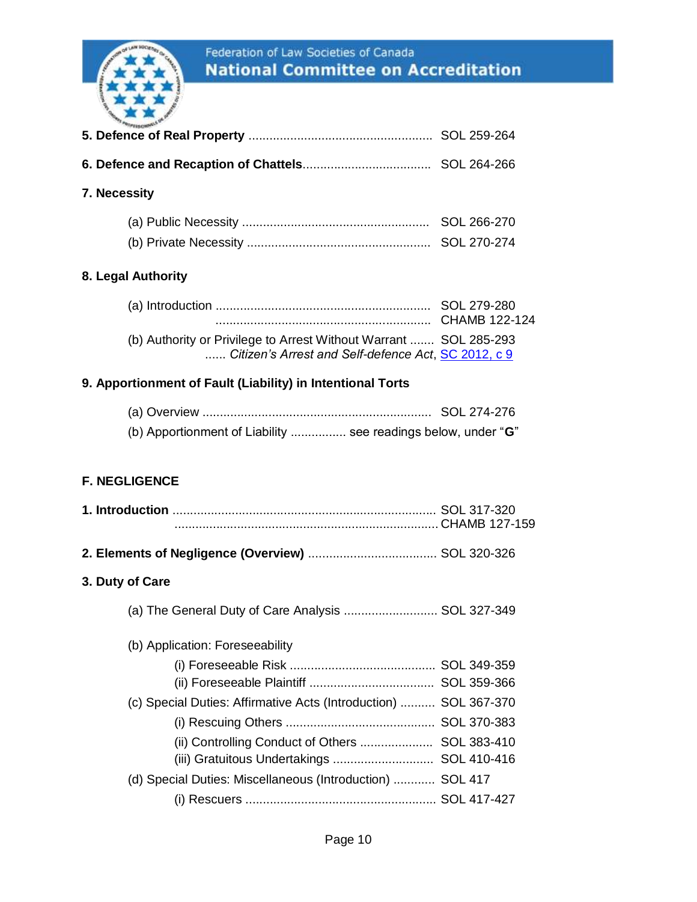**5. Defence of Real Property** .................................................... SOL 259-264

**6. Defence and Recaption of Chattels**.................................... SOL 264-266

**7. Necessity**

(a) Public Necessity ..................................................... SOL 266-270
(b) Private Necessity .................................................... SOL 270-274

**8. Legal Authority**

(a) Introduction ............................................................. SOL 279-280
............................................................. CHAMB 122-124
(b) Authority or Privilege to Arrest Without Warrant ....... SOL 285-293
...... *Citizen's Arrest and Self-defence Act*, SC 2012, c 9

**9. Apportionment of Fault (Liability) in Intentional Torts**

(a) Overview ................................................................. SOL 274-276
(b) Apportionment of Liability ................ see readings below, under "**G**"

## F. NEGLIGENCE

**1. Introduction** ........................................................................... SOL 317-320
........................................................................... CHAMB 127-159

**2. Elements of Negligence (Overview)** .................................... SOL 320-326

**3. Duty of Care**

(a) The General Duty of Care Analysis .......................... SOL 327-349

(b) Application: Foreseeability

(i) Foreseeable Risk ........................................... SOL 349-359
(ii) Foreseeable Plaintiff .................................... SOL 359-366

(c) Special Duties: Affirmative Acts (Introduction) .......... SOL 367-370

(i) Rescuing Others ............................................ SOL 370-383
(ii) Controlling Conduct of Others ..................... SOL 383-410
(iii) Gratuitous Undertakings ............................. SOL 410-416

(d) Special Duties: Miscellaneous (Introduction) ............ SOL 417

(i) Rescuers ....................................................... SOL 417-427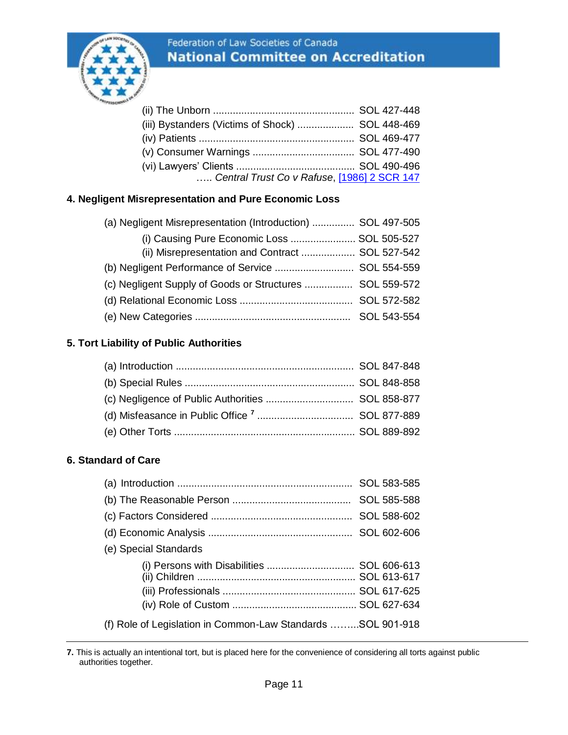(ii) The Unborn .................................................. SOL 427-448
(iii) Bystanders (Victims of Shock) .................... SOL 448-469
(iv) Patients ....................................................... SOL 469-477
(v) Consumer Warnings .................................... SOL 477-490
(vi) Lawyers' Clients .......................................... SOL 490-496
….. *Central Trust Co v Rafuse*, [1986] 2 SCR 147

**4. Negligent Misrepresentation and Pure Economic Loss**

(a) Negligent Misrepresentation (Introduction) ............... SOL 497-505

(i) Causing Pure Economic Loss ....................... SOL 505-527
(ii) Misrepresentation and Contract ................... SOL 527-542

(b) Negligent Performance of Service ............................ SOL 554-559

(c) Negligent Supply of Goods or Structures ................. SOL 559-572

(d) Relational Economic Loss ........................................ SOL 572-582

(e) New Categories ....................................................... SOL 543-554

**5. Tort Liability of Public Authorities**

(a) Introduction ............................................................... SOL 847-848

(b) Special Rules ............................................................ SOL 848-858

(c) Negligence of Public Authorities ............................... SOL 858-877

(d) Misfeasance in Public Office [7] .................................. SOL 877-889

(e) Other Torts ................................................................ SOL 889-892

**6. Standard of Care**

(a) Introduction .............................................................. SOL 583-585

(b) The Reasonable Person .......................................... SOL 585-588

(c) Factors Considered .................................................. SOL 588-602

(d) Economic Analysis ................................................... SOL 602-606

(e) Special Standards

(i) Persons with Disabilities ............................... SOL 606-613
(ii) Children ........................................................ SOL 613-617
(iii) Professionals ............................................... SOL 617-625
(iv) Role of Custom ............................................ SOL 627-634

(f) Role of Legislation in Common-Law Standards .........SOL 901-918

---

**7.** This is actually an intentional tort, but is placed here for the convenience of considering all torts against public authorities together.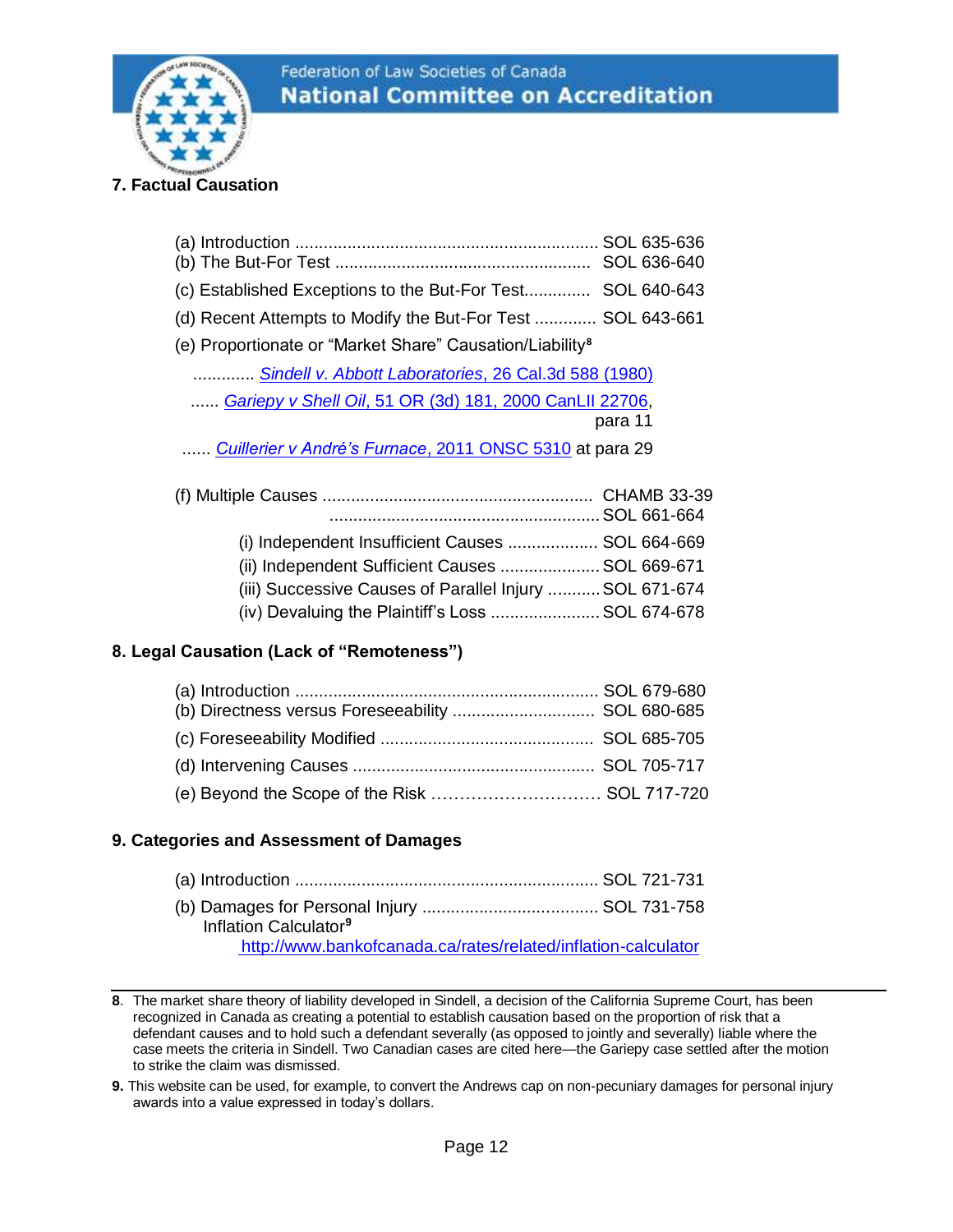### 7. Factual Causation

(a) Introduction ................................................................ SOL 635-636
(b) The But-For Test ...................................................... SOL 636-640

(c) Established Exceptions to the But-For Test.............. SOL 640-643

(d) Recent Attempts to Modify the But-For Test ............. SOL 643-661

(e) Proportionate or "Market Share" Causation/Liability[8]

............. *Sindell v. Abbott Laboratories*, 26 Cal.3d 588 (1980)

...... *Gariepy v Shell Oil*, 51 OR (3d) 181, 2000 CanLII 22706, para 11

...... *Cuillerier v André's Furnace*, 2011 ONSC 5310 at para 29

(f) Multiple Causes ......................................................... CHAMB 33-39
......................................................... SOL 661-664

- (i) Independent Insufficient Causes ................... SOL 664-669
- (ii) Independent Sufficient Causes ..................... SOL 669-671
- (iii) Successive Causes of Parallel Injury ........... SOL 671-674
- (iv) Devaluing the Plaintiff's Loss ....................... SOL 674-678

### 8. Legal Causation (Lack of "Remoteness")

(a) Introduction ................................................................ SOL 679-680
(b) Directness versus Foreseeability .............................. SOL 680-685

(c) Foreseeability Modified ............................................. SOL 685-705

(d) Intervening Causes ................................................... SOL 705-717

(e) Beyond the Scope of the Risk ………………………… SOL 717-720

### 9. Categories and Assessment of Damages

(a) Introduction ................................................................ SOL 721-731

(b) Damages for Personal Injury ..................................... SOL 731-758
Inflation Calculator[9]
http://www.bankofcanada.ca/rates/related/inflation-calculator

---

8. The market share theory of liability developed in Sindell, a decision of the California Supreme Court, has been recognized in Canada as creating a potential to establish causation based on the proportion of risk that a defendant causes and to hold such a defendant severally (as opposed to jointly and severally) liable where the case meets the criteria in Sindell. Two Canadian cases are cited here—the Gariepy case settled after the motion to strike the claim was dismissed.

9. This website can be used, for example, to convert the Andrews cap on non-pecuniary damages for personal injury awards into a value expressed in today's dollars.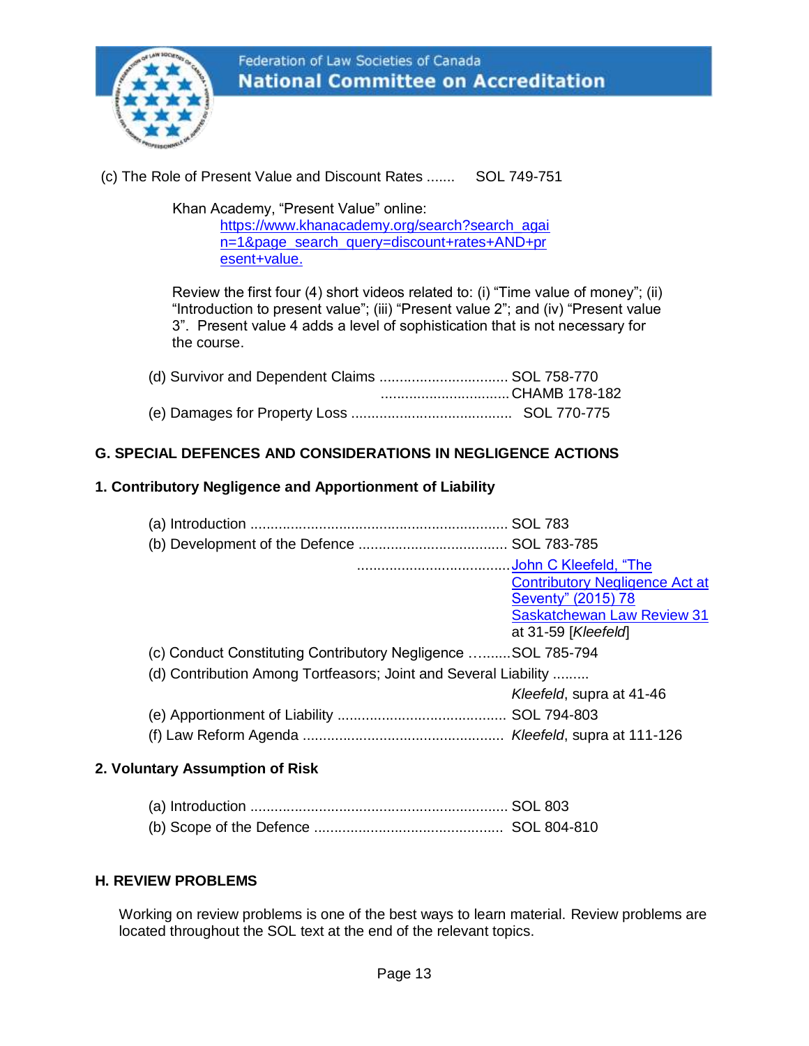(c) The Role of Present Value and Discount Rates ....... SOL 749-751

Khan Academy, "Present Value" online: [https://www.khanacademy.org/search?search_again=1&page_search_query=discount+rates+AND+present+value.](https://www.khanacademy.org/search?search_again=1&page_search_query=discount+rates+AND+present+value)

Review the first four (4) short videos related to: (i) "Time value of money"; (ii) "Introduction to present value"; (iii) "Present value 2"; and (iv) "Present value 3". Present value 4 adds a level of sophistication that is not necessary for the course.

(d) Survivor and Dependent Claims ................................ SOL 758-770
................................ CHAMB 178-182

(e) Damages for Property Loss ........................................ SOL 770-775

## G. SPECIAL DEFENCES AND CONSIDERATIONS IN NEGLIGENCE ACTIONS

### 1. Contributory Negligence and Apportionment of Liability

(a) Introduction ................................................................ SOL 783

(b) Development of the Defence ..................................... SOL 783-785
...................................... [John C Kleefeld, "The Contributory Negligence Act at Seventy" (2015) 78 Saskatchewan Law Review 31](#) at 31-59 [*Kleefeld*]

(c) Conduct Constituting Contributory Negligence ..........SOL 785-794

(d) Contribution Among Tortfeasors; Joint and Several Liability .........
*Kleefeld*, supra at 41-46

(e) Apportionment of Liability .......................................... SOL 794-803

(f) Law Reform Agenda ................................................. *Kleefeld*, supra at 111-126

### 2. Voluntary Assumption of Risk

(a) Introduction ................................................................ SOL 803

(b) Scope of the Defence ............................................... SOL 804-810

## H. REVIEW PROBLEMS

Working on review problems is one of the best ways to learn material. Review problems are located throughout the SOL text at the end of the relevant topics.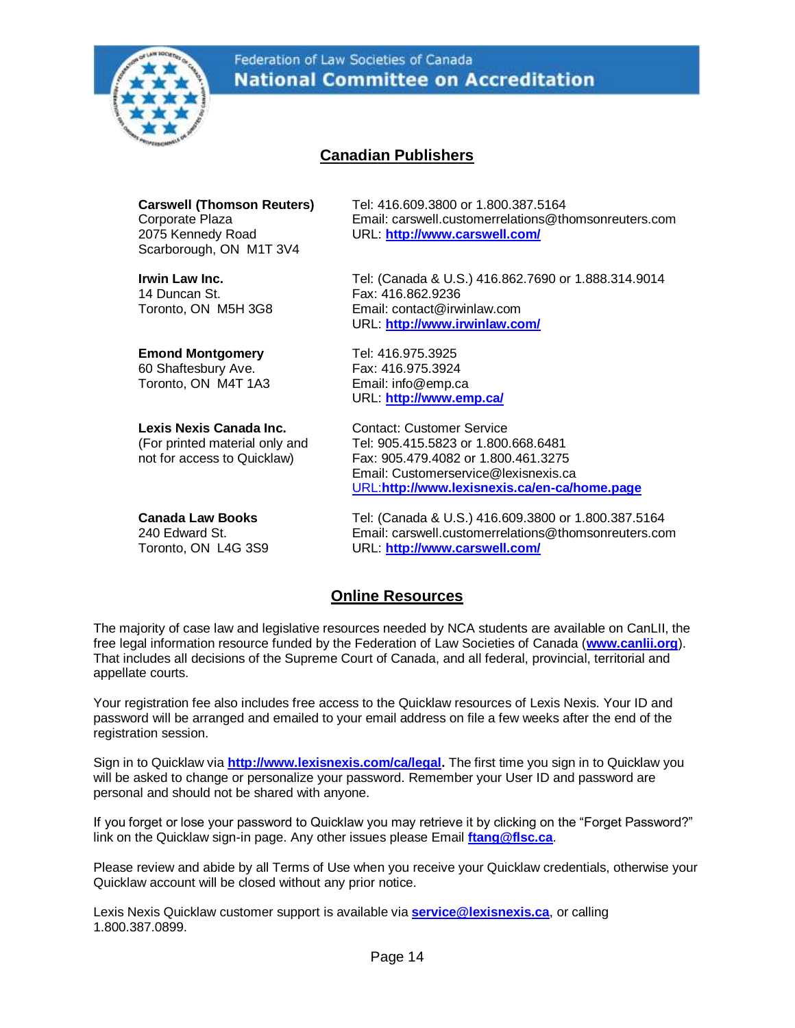Federation of Law Societies of Canada
**National Committee on Accreditation**

## Canadian Publishers

| | |
|---|---|
| **Carswell (Thomson Reuters)**<br>Corporate Plaza<br>2075 Kennedy Road<br>Scarborough, ON M1T 3V4 | Tel: 416.609.3800 or 1.800.387.5164<br>Email: carswell.customerrelations@thomsonreuters.com<br>URL: **http://www.carswell.com/** |
| **Irwin Law Inc.**<br>14 Duncan St.<br>Toronto, ON M5H 3G8 | Tel: (Canada & U.S.) 416.862.7690 or 1.888.314.9014<br>Fax: 416.862.9236<br>Email: contact@irwinlaw.com<br>URL: **http://www.irwinlaw.com/** |
| **Emond Montgomery**<br>60 Shaftesbury Ave.<br>Toronto, ON M4T 1A3 | Tel: 416.975.3925<br>Fax: 416.975.3924<br>Email: info@emp.ca<br>URL: **http://www.emp.ca/** |
| **Lexis Nexis Canada Inc.**<br>(For printed material only and not for access to Quicklaw) | Contact: Customer Service<br>Tel: 905.415.5823 or 1.800.668.6481<br>Fax: 905.479.4082 or 1.800.461.3275<br>Email: Customerservice@lexisnexis.ca<br>URL:**http://www.lexisnexis.ca/en-ca/home.page** |
| **Canada Law Books**<br>240 Edward St.<br>Toronto, ON L4G 3S9 | Tel: (Canada & U.S.) 416.609.3800 or 1.800.387.5164<br>Email: carswell.customerrelations@thomsonreuters.com<br>URL: **http://www.carswell.com/** |

## Online Resources

The majority of case law and legislative resources needed by NCA students are available on CanLII, the free legal information resource funded by the Federation of Law Societies of Canada (**www.canlii.org**). That includes all decisions of the Supreme Court of Canada, and all federal, provincial, territorial and appellate courts.

Your registration fee also includes free access to the Quicklaw resources of Lexis Nexis. Your ID and password will be arranged and emailed to your email address on file a few weeks after the end of the registration session.

Sign in to Quicklaw via **http://www.lexisnexis.com/ca/legal.** The first time you sign in to Quicklaw you will be asked to change or personalize your password. Remember your User ID and password are personal and should not be shared with anyone.

If you forget or lose your password to Quicklaw you may retrieve it by clicking on the "Forget Password?" link on the Quicklaw sign-in page. Any other issues please Email **ftang@flsc.ca**.

Please review and abide by all Terms of Use when you receive your Quicklaw credentials, otherwise your Quicklaw account will be closed without any prior notice.

Lexis Nexis Quicklaw customer support is available via **service@lexisnexis.ca**, or calling 1.800.387.0899.